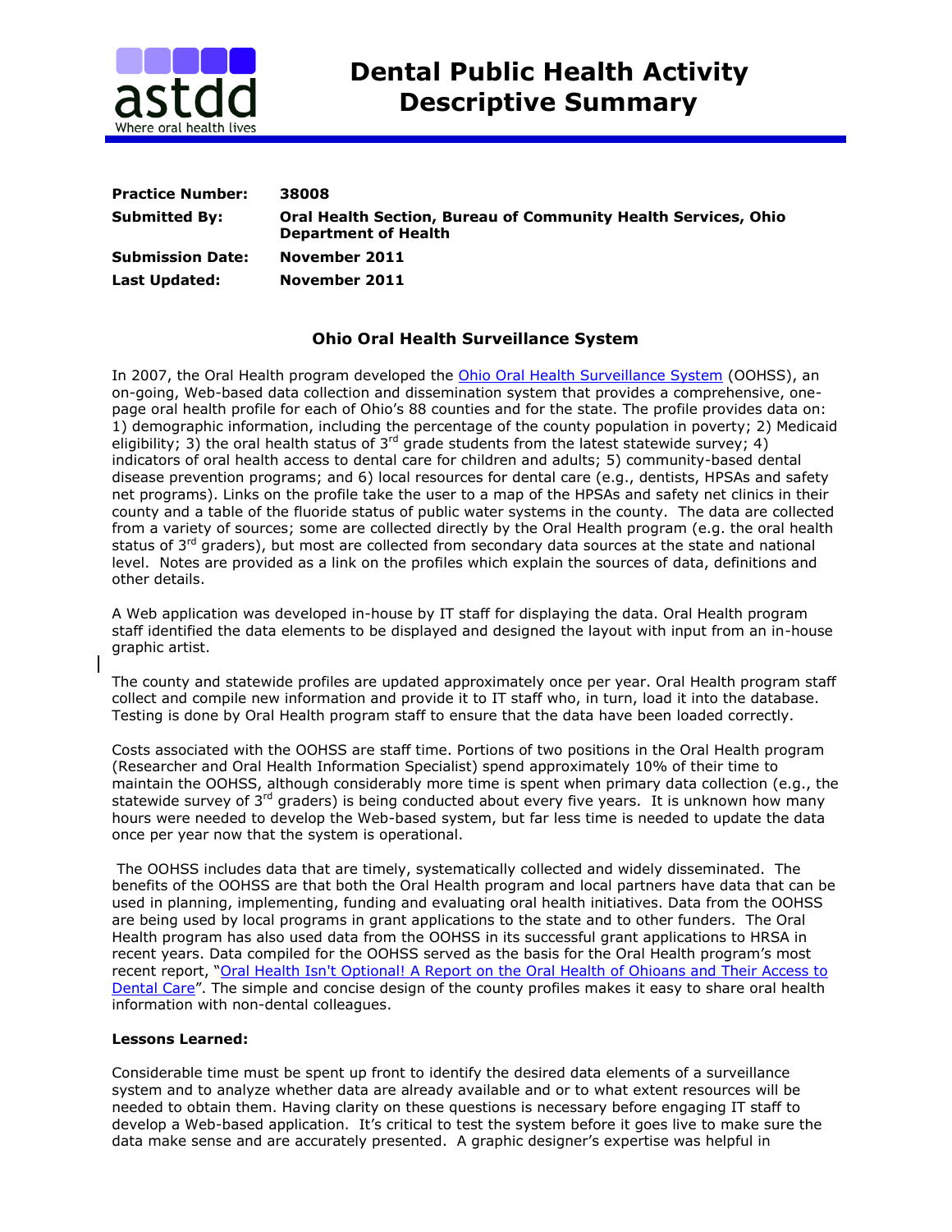# Dental Public Health Activity Descriptive Summary

**Practice Number:** 38008

**Submitted By:** Oral Health Section, Bureau of Community Health Services, Ohio Department of Health

**Submission Date:** November 2011

**Last Updated:** November 2011

## Ohio Oral Health Surveillance System

In 2007, the Oral Health program developed the Ohio Oral Health Surveillance System (OOHSS), an on-going, Web-based data collection and dissemination system that provides a comprehensive, one-page oral health profile for each of Ohio's 88 counties and for the state. The profile provides data on: 1) demographic information, including the percentage of the county population in poverty; 2) Medicaid eligibility; 3) the oral health status of 3rd grade students from the latest statewide survey; 4) indicators of oral health access to dental care for children and adults; 5) community-based dental disease prevention programs; and 6) local resources for dental care (e.g., dentists, HPSAs and safety net programs). Links on the profile take the user to a map of the HPSAs and safety net clinics in their county and a table of the fluoride status of public water systems in the county. The data are collected from a variety of sources; some are collected directly by the Oral Health program (e.g. the oral health status of 3rd graders), but most are collected from secondary data sources at the state and national level. Notes are provided as a link on the profiles which explain the sources of data, definitions and other details.

A Web application was developed in-house by IT staff for displaying the data. Oral Health program staff identified the data elements to be displayed and designed the layout with input from an in-house graphic artist.

The county and statewide profiles are updated approximately once per year. Oral Health program staff collect and compile new information and provide it to IT staff who, in turn, load it into the database. Testing is done by Oral Health program staff to ensure that the data have been loaded correctly.

Costs associated with the OOHSS are staff time. Portions of two positions in the Oral Health program (Researcher and Oral Health Information Specialist) spend approximately 10% of their time to maintain the OOHSS, although considerably more time is spent when primary data collection (e.g., the statewide survey of 3rd graders) is being conducted about every five years. It is unknown how many hours were needed to develop the Web-based system, but far less time is needed to update the data once per year now that the system is operational.

The OOHSS includes data that are timely, systematically collected and widely disseminated. The benefits of the OOHSS are that both the Oral Health program and local partners have data that can be used in planning, implementing, funding and evaluating oral health initiatives. Data from the OOHSS are being used by local programs in grant applications to the state and to other funders. The Oral Health program has also used data from the OOHSS in its successful grant applications to HRSA in recent years. Data compiled for the OOHSS served as the basis for the Oral Health program's most recent report, "Oral Health Isn't Optional! A Report on the Oral Health of Ohioans and Their Access to Dental Care". The simple and concise design of the county profiles makes it easy to share oral health information with non-dental colleagues.

**Lessons Learned:**

Considerable time must be spent up front to identify the desired data elements of a surveillance system and to analyze whether data are already available and or to what extent resources will be needed to obtain them. Having clarity on these questions is necessary before engaging IT staff to develop a Web-based application. It's critical to test the system before it goes live to make sure the data make sense and are accurately presented. A graphic designer's expertise was helpful in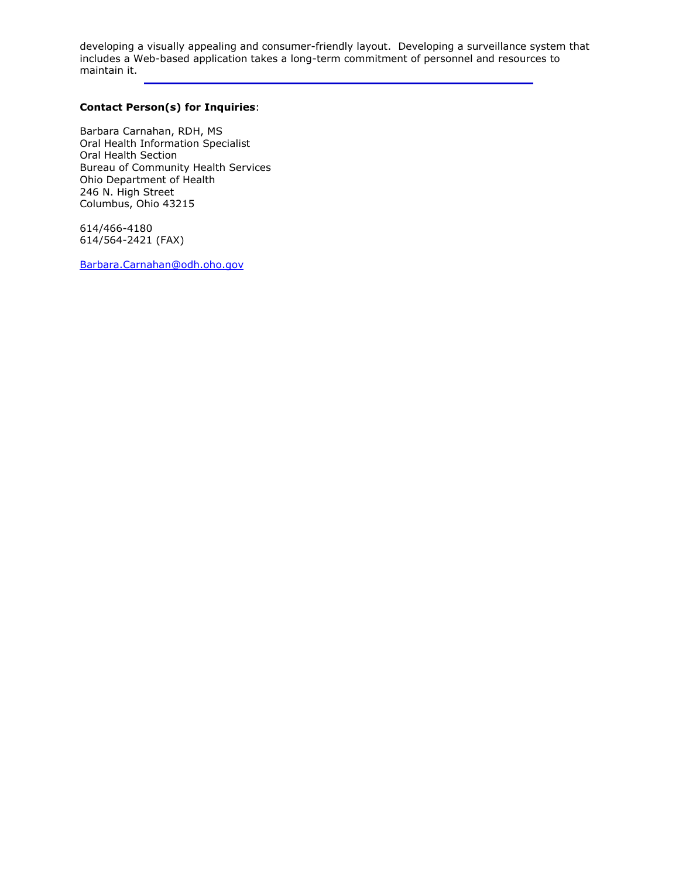developing a visually appealing and consumer-friendly layout. Developing a surveillance system that includes a Web-based application takes a long-term commitment of personnel and resources to maintain it.

---

**Contact Person(s) for Inquiries**:

Barbara Carnahan, RDH, MS
Oral Health Information Specialist
Oral Health Section
Bureau of Community Health Services
Ohio Department of Health
246 N. High Street
Columbus, Ohio 43215

614/466-4180
614/564-2421 (FAX)

Barbara.Carnahan@odh.oho.gov